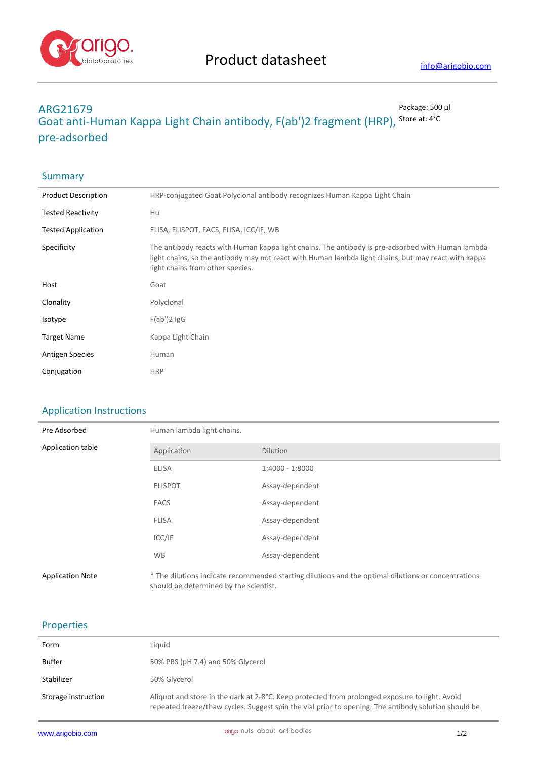# Product datasheet

info@arigobio.com

## ARG21679
## Goat anti-Human Kappa Light Chain antibody, F(ab')2 fragment (HRP), pre-adsorbed

Package: 500 μl
Store at: 4°C

## Summary

| | |
|---|---|
| Product Description | HRP-conjugated Goat Polyclonal antibody recognizes Human Kappa Light Chain |
| Tested Reactivity | Hu |
| Tested Application | ELISA, ELISPOT, FACS, FLISA, ICC/IF, WB |
| Specificity | The antibody reacts with Human kappa light chains. The antibody is pre-adsorbed with Human lambda light chains, so the antibody may not react with Human lambda light chains, but may react with kappa light chains from other species. |
| Host | Goat |
| Clonality | Polyclonal |
| Isotype | F(ab')2 IgG |
| Target Name | Kappa Light Chain |
| Antigen Species | Human |
| Conjugation | HRP |

## Application Instructions

Pre Adsorbed: Human lambda light chains.

Application table

| Application | Dilution |
|---|---|
| ELISA | 1:4000 - 1:8000 |
| ELISPOT | Assay-dependent |
| FACS | Assay-dependent |
| FLISA | Assay-dependent |
| ICC/IF | Assay-dependent |
| WB | Assay-dependent |

Application Note: * The dilutions indicate recommended starting dilutions and the optimal dilutions or concentrations should be determined by the scientist.

## Properties

| | |
|---|---|
| Form | Liquid |
| Buffer | 50% PBS (pH 7.4) and 50% Glycerol |
| Stabilizer | 50% Glycerol |
| Storage instruction | Aliquot and store in the dark at 2-8°C. Keep protected from prolonged exposure to light. Avoid repeated freeze/thaw cycles. Suggest spin the vial prior to opening. The antibody solution should be |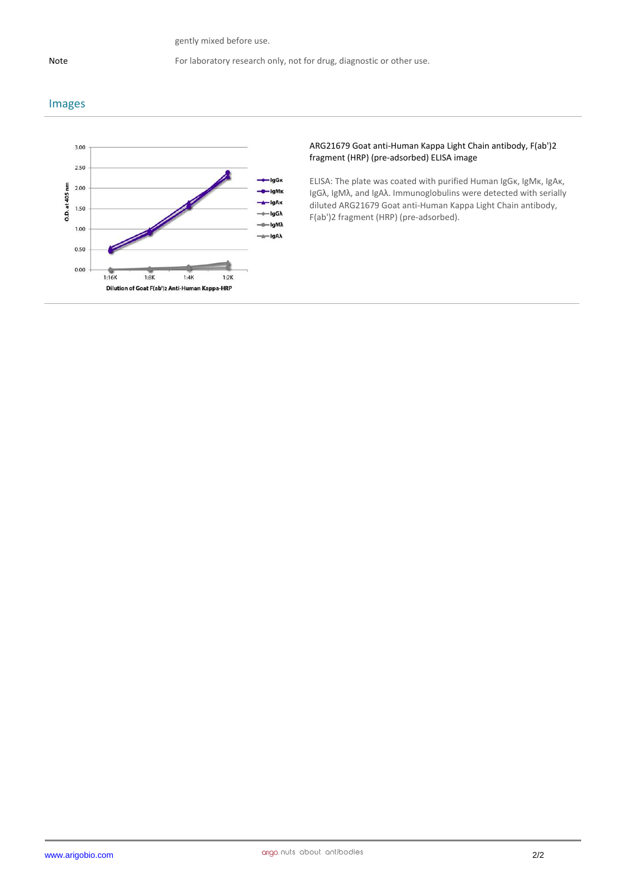gently mixed before use.

Note For laboratory research only, not for drug, diagnostic or other use.

## Images

3.00
2.50
2.00
1.50
1.00
0.50
0.00
O.D. at 405 nm
1:16K
1:8K
1:4K
1:2K
Dilution of Goat F(ab')2 Anti-Human Kappa-HRP
IgGκ
IgMκ
IgAκ
IgGλ
IgMλ
IgAλ

ARG21679 Goat anti-Human Kappa Light Chain antibody, F(ab')2 fragment (HRP) (pre-adsorbed) ELISA image

ELISA: The plate was coated with purified Human IgGκ, IgMκ, IgAκ, IgGλ, IgMλ, and IgAλ. Immunoglobulins were detected with serially diluted ARG21679 Goat anti-Human Kappa Light Chain antibody, F(ab')2 fragment (HRP) (pre-adsorbed).